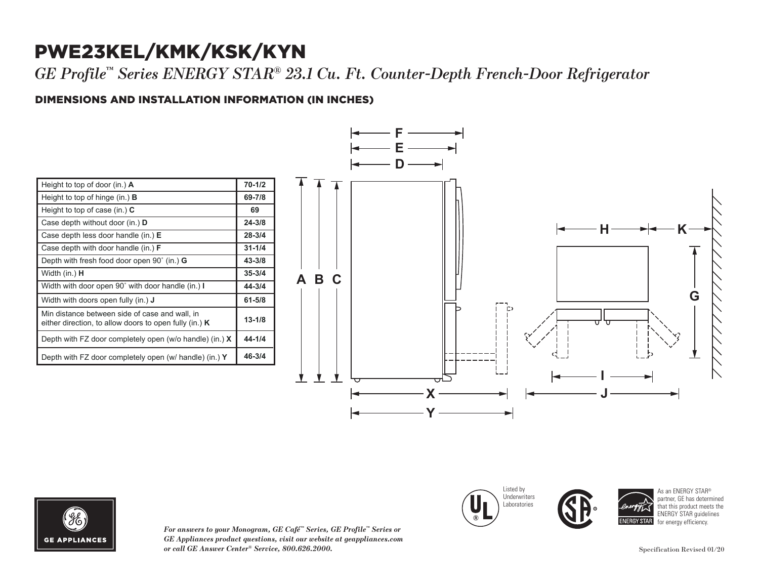# PWE23KEL/KMK/KSK/KYN

*GE Profile™ Series ENERGY STAR® 23.1 Cu. Ft. Counter-Depth French-Door Refrigerator*

## DIMENSIONS AND INSTALLATION INFORMATION (IN INCHES)

| Dimension | Value |
|---|---|
| Height to top of door (in.) **A** | **70-1/2** |
| Height to top of hinge (in.) **B** | **69-7/8** |
| Height to top of case (in.) **C** | **69** |
| Case depth without door (in.) **D** | **24-3/8** |
| Case depth less door handle (in.) **E** | **28-3/4** |
| Case depth with door handle (in.) **F** | **31-1/4** |
| Depth with fresh food door open 90˚ (in.) **G** | **43-3/8** |
| Width (in.) **H** | **35-3/4** |
| Width with door open 90˚ with door handle (in.) **I** | **44-3/4** |
| Width with doors open fully (in.) **J** | **61-5/8** |
| Min distance between side of case and wall, in either direction, to allow doors to open fully (in.) **K** | **13-1/8** |
| Depth with FZ door completely open (w/o handle) (in.) **X** | **44-1/4** |
| Depth with FZ door completely open (w/ handle) (in.) **Y** | **46-3/4** |

Listed by Underwriters Laboratories

As an ENERGY STAR® partner, GE has determined that this product meets the ENERGY STAR guidelines for energy efficiency.

*For answers to your Monogram, GE Café™ Series, GE Profile™ Series or GE Appliances product questions, visit our website at geappliances.com or call GE Answer Center® Service, 800.626.2000.*

Specification Revised 01/20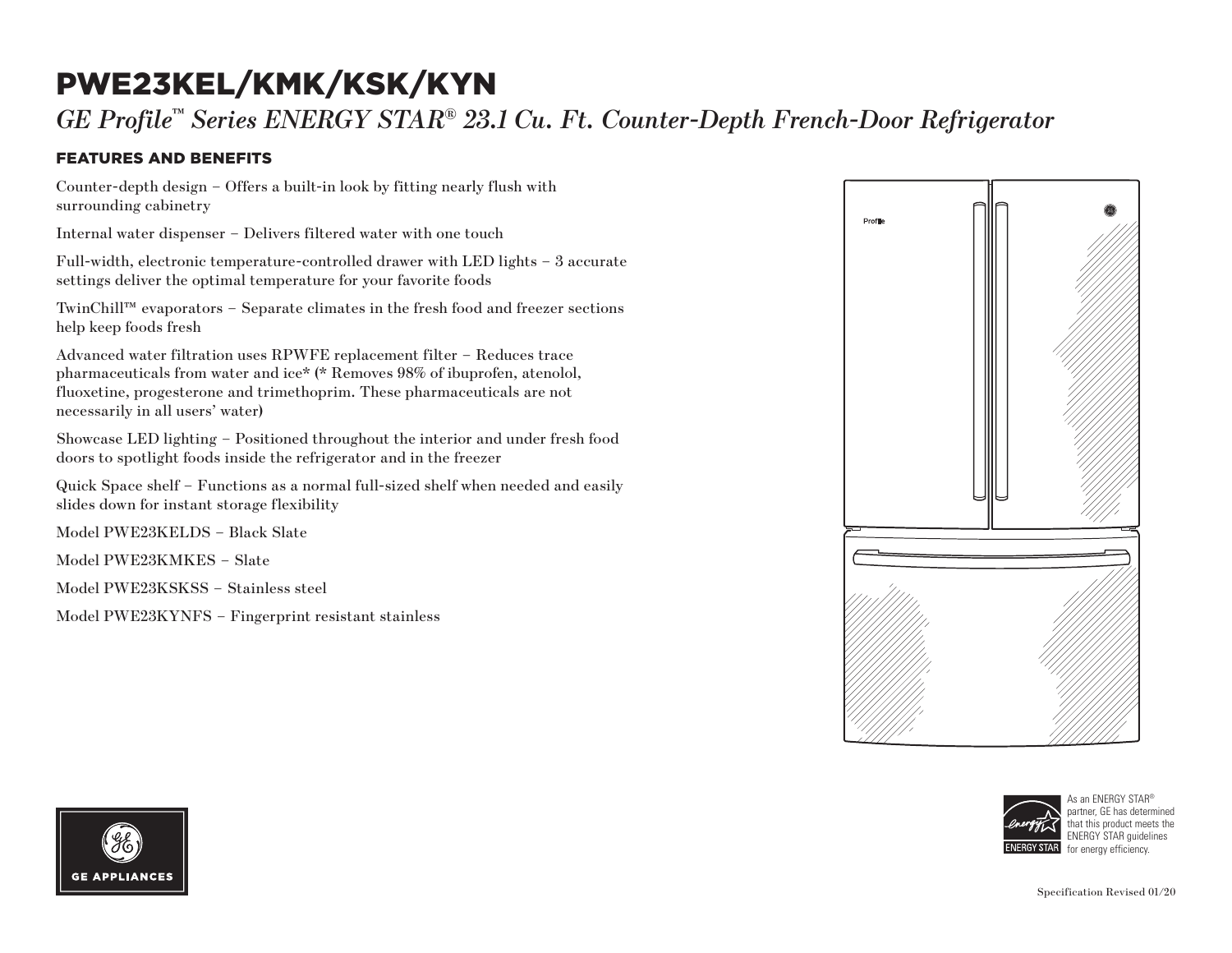# PWE23KEL/KMK/KSK/KYN

## *GE Profile™ Series ENERGY STAR® 23.1 Cu. Ft. Counter-Depth French-Door Refrigerator*

### FEATURES AND BENEFITS

Counter-depth design – Offers a built-in look by fitting nearly flush with surrounding cabinetry

Internal water dispenser – Delivers filtered water with one touch

Full-width, electronic temperature-controlled drawer with LED lights – 3 accurate settings deliver the optimal temperature for your favorite foods

TwinChill™ evaporators – Separate climates in the fresh food and freezer sections help keep foods fresh

Advanced water filtration uses RPWFE replacement filter – Reduces trace pharmaceuticals from water and ice* (* Removes 98% of ibuprofen, atenolol, fluoxetine, progesterone and trimethoprim. These pharmaceuticals are not necessarily in all users' water)

Showcase LED lighting – Positioned throughout the interior and under fresh food doors to spotlight foods inside the refrigerator and in the freezer

Quick Space shelf – Functions as a normal full-sized shelf when needed and easily slides down for instant storage flexibility

Model PWE23KELDS – Black Slate

Model PWE23KMKES – Slate

Model PWE23KSKSS – Stainless steel

Model PWE23KYNFS – Fingerprint resistant stainless

As an ENERGY STAR® partner, GE has determined that this product meets the ENERGY STAR guidelines for energy efficiency.

GE APPLIANCES

Specification Revised 01/20